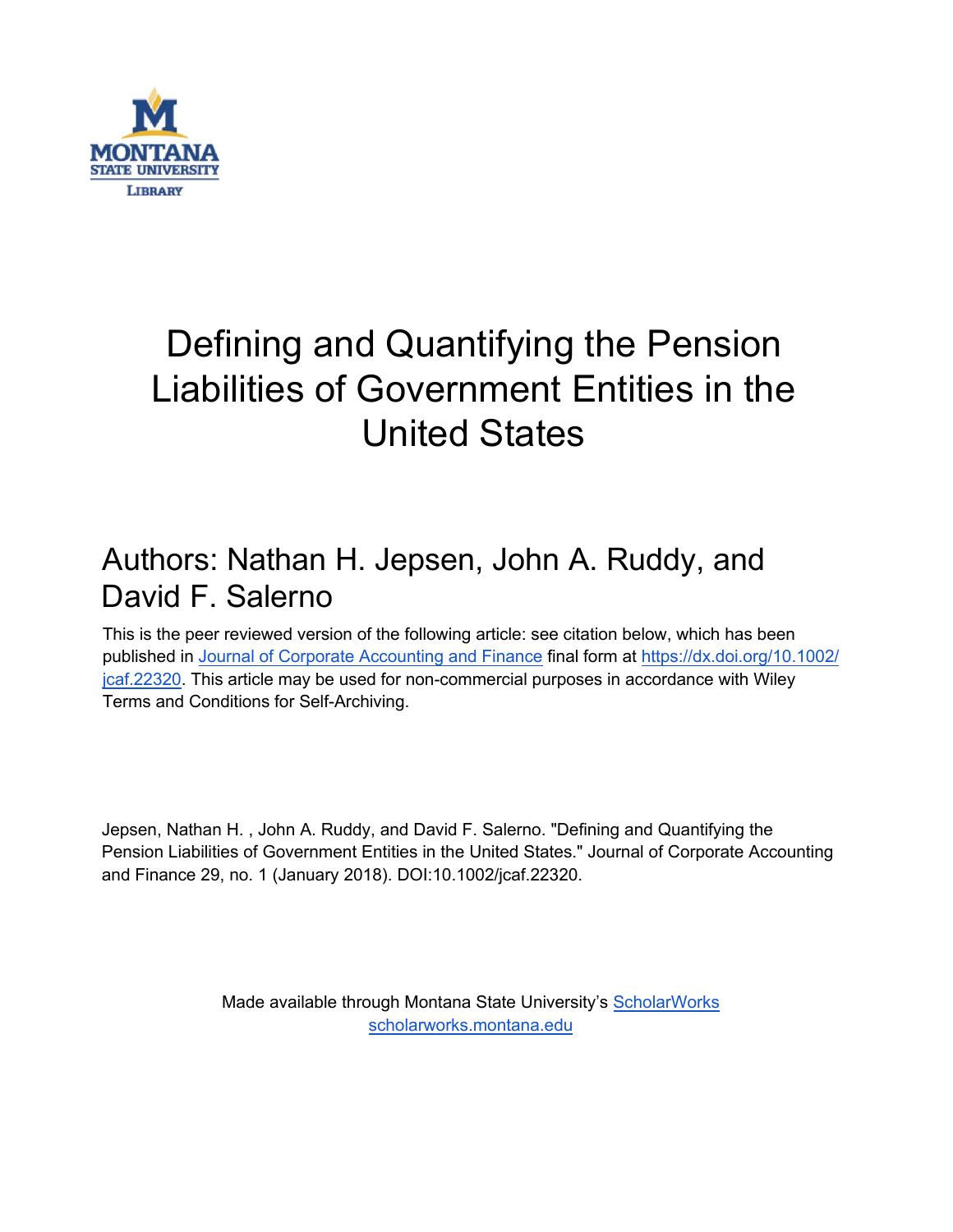MONTANA STATE UNIVERSITY LIBRARY

# Defining and Quantifying the Pension Liabilities of Government Entities in the United States

## Authors: Nathan H. Jepsen, John A. Ruddy, and David F. Salerno

This is the peer reviewed version of the following article: see citation below, which has been published in Journal of Corporate Accounting and Finance final form at https://dx.doi.org/10.1002/jcaf.22320. This article may be used for non-commercial purposes in accordance with Wiley Terms and Conditions for Self-Archiving.

Jepsen, Nathan H. , John A. Ruddy, and David F. Salerno. "Defining and Quantifying the Pension Liabilities of Government Entities in the United States." Journal of Corporate Accounting and Finance 29, no. 1 (January 2018). DOI:10.1002/jcaf.22320.

Made available through Montana State University's ScholarWorks
scholarworks.montana.edu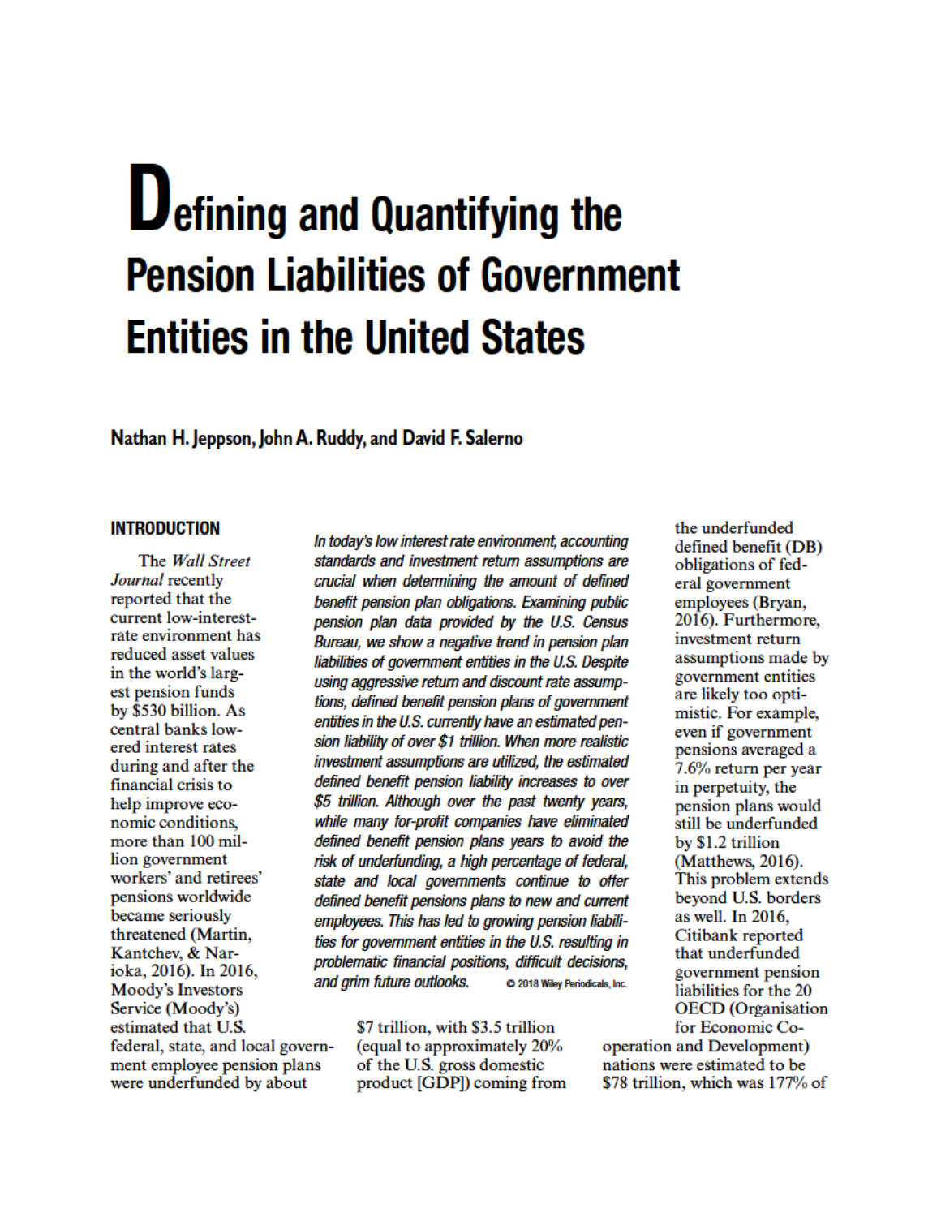# Defining and Quantifying the Pension Liabilities of Government Entities in the United States

**Nathan H. Jeppson, John A. Ruddy, and David F. Salerno**

*In today's low interest rate environment, accounting standards and investment return assumptions are crucial when determining the amount of defined benefit pension plan obligations. Examining public pension plan data provided by the U.S. Census Bureau, we show a negative trend in pension plan liabilities of government entities in the U.S. Despite using aggressive return and discount rate assumptions, defined benefit pension plans of government entities in the U.S. currently have an estimated pension liability of over $1 trillion. When more realistic investment assumptions are utilized, the estimated defined benefit pension liability increases to over $5 trillion. Although over the past twenty years, while many for-profit companies have eliminated defined benefit pension plans years to avoid the risk of underfunding, a high percentage of federal, state and local governments continue to offer defined benefit pensions plans to new and current employees. This has led to growing pension liabilities for government entities in the U.S. resulting in problematic financial positions, difficult decisions, and grim future outlooks.* © 2018 Wiley Periodicals, Inc.

## INTRODUCTION

The *Wall Street Journal* recently reported that the current low-interest-rate environment has reduced asset values in the world's largest pension funds by $530 billion. As central banks lowered interest rates during and after the financial crisis to help improve economic conditions, more than 100 million government workers' and retirees' pensions worldwide became seriously threatened (Martin, Kantchev, & Narioka, 2016). In 2016, Moody's Investors Service (Moody's) estimated that U.S. federal, state, and local government employee pension plans were underfunded by about $7 trillion, with $3.5 trillion (equal to approximately 20% of the U.S. gross domestic product [GDP]) coming from the underfunded defined benefit (DB) obligations of federal government employees (Bryan, 2016). Furthermore, investment return assumptions made by government entities are likely too optimistic. For example, even if government pensions averaged a 7.6% return per year in perpetuity, the pension plans would still be underfunded by $1.2 trillion (Matthews, 2016). This problem extends beyond U.S. borders as well. In 2016, Citibank reported that underfunded government pension liabilities for the 20 OECD (Organisation for Economic Co-operation and Development) nations were estimated to be $78 trillion, which was 177% of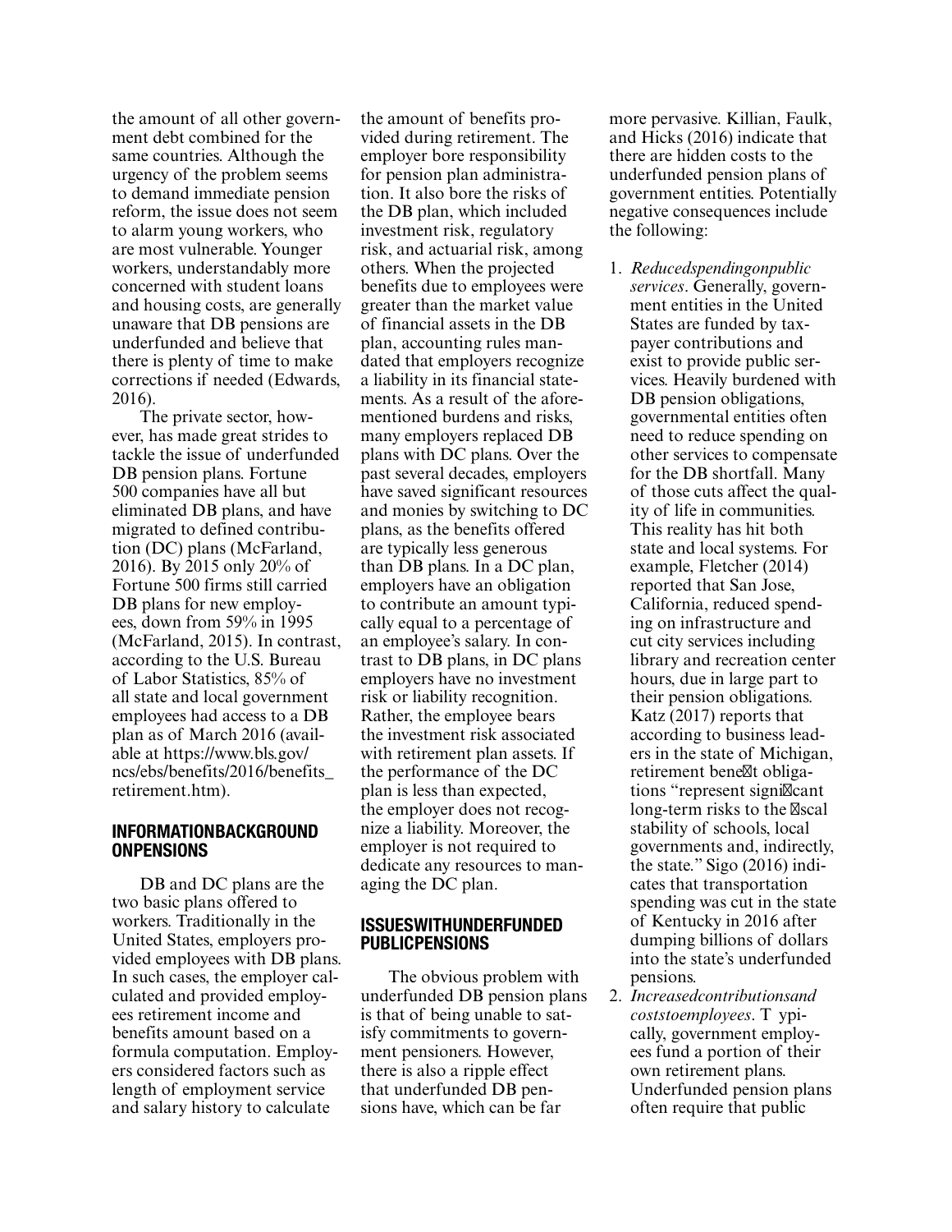the amount of all other government debt combined for the same countries. Although the urgency of the problem seems to demand immediate pension reform, the issue does not seem to alarm young workers, who are most vulnerable. Younger workers, understandably more concerned with student loans and housing costs, are generally unaware that DB pensions are underfunded and believe that there is plenty of time to make corrections if needed (Edwards, 2016).

The private sector, however, has made great strides to tackle the issue of underfunded DB pension plans. Fortune 500 companies have all but eliminated DB plans, and have migrated to defined contribution (DC) plans (McFarland, 2016). By 2015 only 20% of Fortune 500 firms still carried DB plans for new employees, down from 59% in 1995 (McFarland, 2015). In contrast, according to the U.S. Bureau of Labor Statistics, 85% of all state and local government employees had access to a DB plan as of March 2016 (available at https://www.bls.gov/ncs/ebs/benefits/2016/benefits_retirement.htm).

## INFORMATION BACKGROUND ON PENSIONS

DB and DC plans are the two basic plans offered to workers. Traditionally in the United States, employers provided employees with DB plans. In such cases, the employer calculated and provided employees retirement income and benefits amount based on a formula computation. Employers considered factors such as length of employment service and salary history to calculate the amount of benefits provided during retirement. The employer bore responsibility for pension plan administration. It also bore the risks of the DB plan, which included investment risk, regulatory risk, and actuarial risk, among others. When the projected benefits due to employees were greater than the market value of financial assets in the DB plan, accounting rules mandated that employers recognize a liability in its financial statements. As a result of the aforementioned burdens and risks, many employers replaced DB plans with DC plans. Over the past several decades, employers have saved significant resources and monies by switching to DC plans, as the benefits offered are typically less generous than DB plans. In a DC plan, employers have an obligation to contribute an amount typically equal to a percentage of an employee's salary. In contrast to DB plans, in DC plans employers have no investment risk or liability recognition. Rather, the employee bears the investment risk associated with retirement plan assets. If the performance of the DC plan is less than expected, the employer does not recognize a liability. Moreover, the employer is not required to dedicate any resources to managing the DC plan.

## ISSUES WITH UNDERFUNDED PUBLIC PENSIONS

The obvious problem with underfunded DB pension plans is that of being unable to satisfy commitments to government pensioners. However, there is also a ripple effect that underfunded DB pensions have, which can be far more pervasive. Killian, Faulk, and Hicks (2016) indicate that there are hidden costs to the underfunded pension plans of government entities. Potentially negative consequences include the following:

1. *Reduced spending on public services*. Generally, government entities in the United States are funded by taxpayer contributions and exist to provide public services. Heavily burdened with DB pension obligations, governmental entities often need to reduce spending on other services to compensate for the DB shortfall. Many of those cuts affect the quality of life in communities. This reality has hit both state and local systems. For example, Fletcher (2014) reported that San Jose, California, reduced spending on infrastructure and cut city services including library and recreation center hours, due in large part to their pension obligations. Katz (2017) reports that according to business leaders in the state of Michigan, retirement benefit obligations "represent significant long-term risks to the fiscal stability of schools, local governments and, indirectly, the state." Sigo (2016) indicates that transportation spending was cut in the state of Kentucky in 2016 after dumping billions of dollars into the state's underfunded pensions.
2. *Increased contributions and costs to employees*. Typically, government employees fund a portion of their own retirement plans. Underfunded pension plans often require that public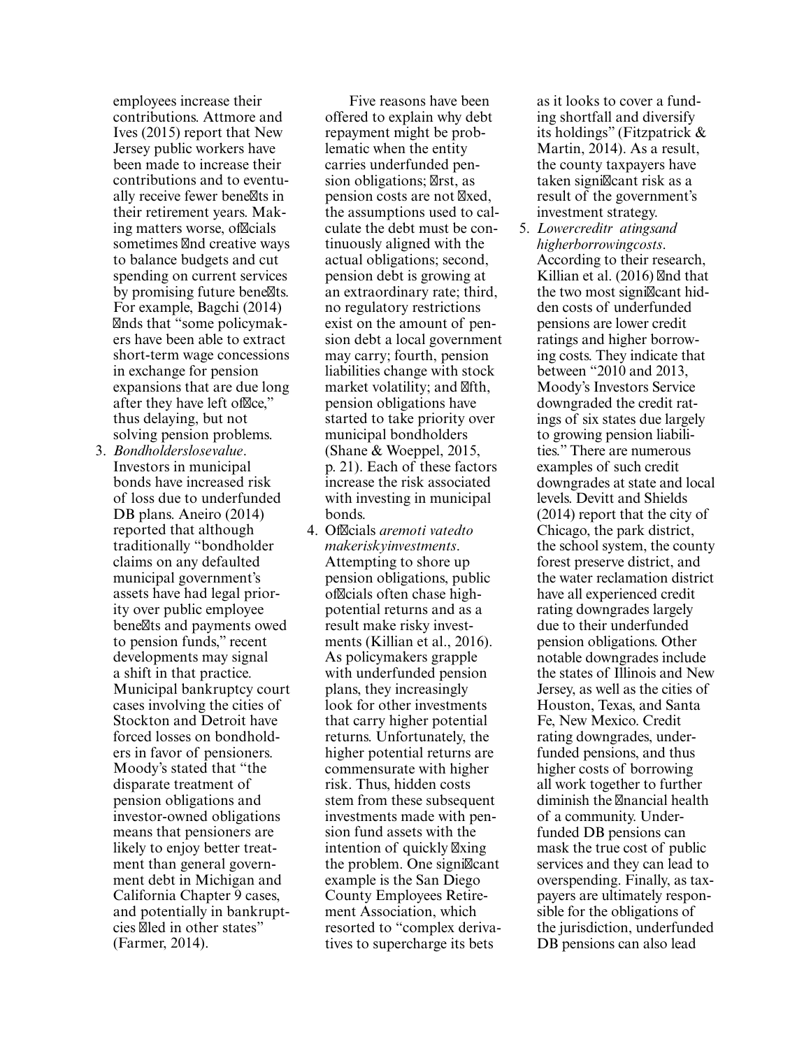employees increase their contributions. Attmore and Ives (2015) report that New Jersey public workers have been made to increase their contributions and to eventually receive fewer benefits in their retirement years. Making matters worse, officials sometimes find creative ways to balance budgets and cut spending on current services by promising future benefits. For example, Bagchi (2014) finds that "some policymakers have been able to extract short-term wage concessions in exchange for pension expansions that are due long after they have left office," thus delaying, but not solving pension problems.

3. *Bondholders lose value*. Investors in municipal bonds have increased risk of loss due to underfunded DB plans. Aneiro (2014) reported that although traditionally "bondholder claims on any defaulted municipal government's assets have had legal priority over public employee benefits and payments owed to pension funds," recent developments may signal a shift in that practice. Municipal bankruptcy court cases involving the cities of Stockton and Detroit have forced losses on bondholders in favor of pensioners. Moody's stated that "the disparate treatment of pension obligations and investor-owned obligations means that pensioners are likely to enjoy better treatment than general government debt in Michigan and California Chapter 9 cases, and potentially in bankruptcies filed in other states" (Farmer, 2014).

   Five reasons have been offered to explain why debt repayment might be problematic when the entity carries underfunded pension obligations; first, as pension costs are not fixed, the assumptions used to calculate the debt must be continuously aligned with the actual obligations; second, pension debt is growing at an extraordinary rate; third, no regulatory restrictions exist on the amount of pension debt a local government may carry; fourth, pension liabilities change with stock market volatility; and fifth, pension obligations have started to take priority over municipal bondholders (Shane & Woeppel, 2015, p. 21). Each of these factors increase the risk associated with investing in municipal bonds.

4. Officials *are motivated to make risky investments*. Attempting to shore up pension obligations, public officials often chase high-potential returns and as a result make risky investments (Killian et al., 2016). As policymakers grapple with underfunded pension plans, they increasingly look for other investments that carry higher potential returns. Unfortunately, the higher potential returns are commensurate with higher risk. Thus, hidden costs stem from these subsequent investments made with pension fund assets with the intention of quickly fixing the problem. One significant example is the San Diego County Employees Retirement Association, which resorted to "complex derivatives to supercharge its bets as it looks to cover a funding shortfall and diversify its holdings" (Fitzpatrick & Martin, 2014). As a result, the county taxpayers have taken significant risk as a result of the government's investment strategy.

5. *Lower credit ratings and higher borrowing costs*. According to their research, Killian et al. (2016) find that the two most significant hidden costs of underfunded pensions are lower credit ratings and higher borrowing costs. They indicate that between "2010 and 2013, Moody's Investors Service downgraded the credit ratings of six states due largely to growing pension liabilities." There are numerous examples of such credit downgrades at state and local levels. Devitt and Shields (2014) report that the city of Chicago, the park district, the school system, the county forest preserve district, and the water reclamation district have all experienced credit rating downgrades largely due to their underfunded pension obligations. Other notable downgrades include the states of Illinois and New Jersey, as well as the cities of Houston, Texas, and Santa Fe, New Mexico. Credit rating downgrades, underfunded pensions, and thus higher costs of borrowing all work together to further diminish the financial health of a community. Underfunded DB pensions can mask the true cost of public services and they can lead to overspending. Finally, as taxpayers are ultimately responsible for the obligations of the jurisdiction, underfunded DB pensions can also lead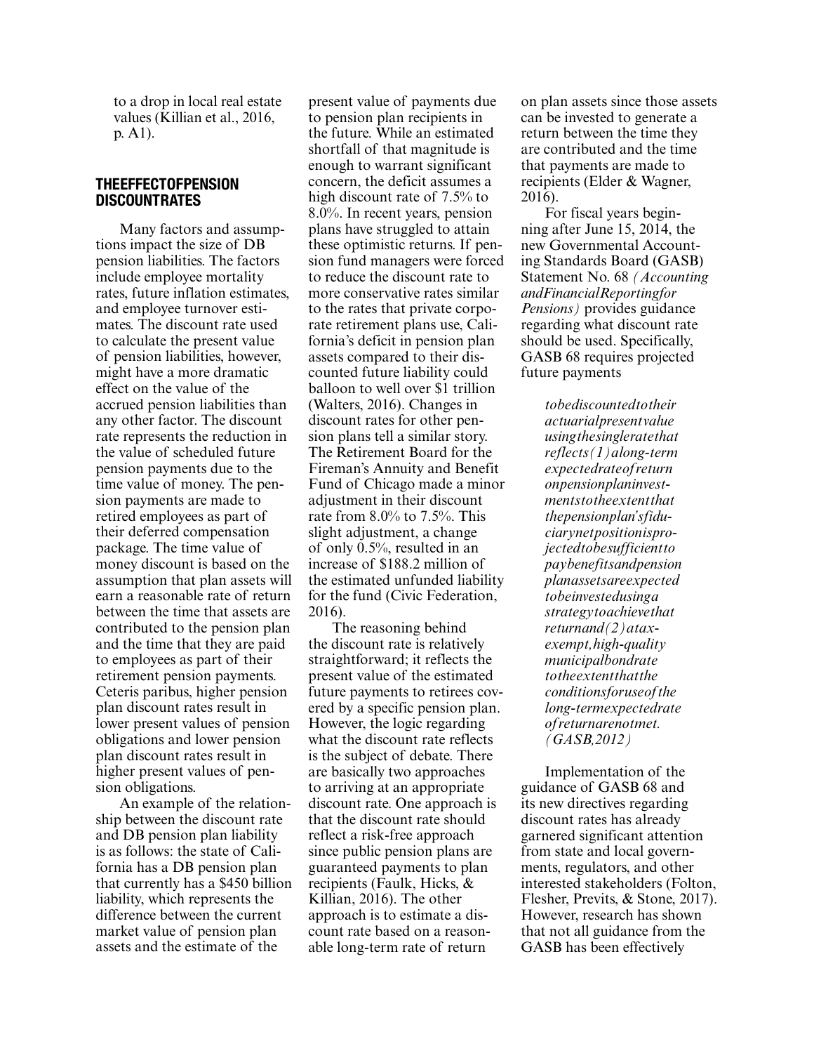to a drop in local real estate values (Killian et al., 2016, p. A1).

## THE EFFECT OF PENSION DISCOUNT RATES

Many factors and assumptions impact the size of DB pension liabilities. The factors include employee mortality rates, future inflation estimates, and employee turnover estimates. The discount rate used to calculate the present value of pension liabilities, however, might have a more dramatic effect on the value of the accrued pension liabilities than any other factor. The discount rate represents the reduction in the value of scheduled future pension payments due to the time value of money. The pension payments are made to retired employees as part of their deferred compensation package. The time value of money discount is based on the assumption that plan assets will earn a reasonable rate of return between the time that assets are contributed to the pension plan and the time that they are paid to employees as part of their retirement pension payments. Ceteris paribus, higher pension plan discount rates result in lower present values of pension obligations and lower pension plan discount rates result in higher present values of pension obligations.

An example of the relationship between the discount rate and DB pension plan liability is as follows: the state of California has a DB pension plan that currently has a \$450 billion liability, which represents the difference between the current market value of pension plan assets and the estimate of the present value of payments due to pension plan recipients in the future. While an estimated shortfall of that magnitude is enough to warrant significant concern, the deficit assumes a high discount rate of 7.5% to 8.0%. In recent years, pension plans have struggled to attain these optimistic returns. If pension fund managers were forced to reduce the discount rate to more conservative rates similar to the rates that private corporate retirement plans use, California's deficit in pension plan assets compared to their discounted future liability could balloon to well over \$1 trillion (Walters, 2016). Changes in discount rates for other pension plans tell a similar story. The Retirement Board for the Fireman's Annuity and Benefit Fund of Chicago made a minor adjustment in their discount rate from 8.0% to 7.5%. This slight adjustment, a change of only 0.5%, resulted in an increase of \$188.2 million of the estimated unfunded liability for the fund (Civic Federation, 2016).

The reasoning behind the discount rate is relatively straightforward; it reflects the present value of the estimated future payments to retirees covered by a specific pension plan. However, the logic regarding what the discount rate reflects is the subject of debate. There are basically two approaches to arriving at an appropriate discount rate. One approach is that the discount rate should reflect a risk-free approach since public pension plans are guaranteed payments to plan recipients (Faulk, Hicks, & Killian, 2016). The other approach is to estimate a discount rate based on a reasonable long-term rate of return on plan assets since those assets can be invested to generate a return between the time they are contributed and the time that payments are made to recipients (Elder & Wagner, 2016).

For fiscal years beginning after June 15, 2014, the new Governmental Accounting Standards Board (GASB) Statement No. 68 *(Accounting and Financial Reporting for Pensions)* provides guidance regarding what discount rate should be used. Specifically, GASB 68 requires projected future payments

> *to be discounted to their actuarial present value using the single rate that reflects (1) a long-term expected rate of return on pension plan investments to the extent that the pension plan's fiduciary net position is projected to be sufficient to pay benefits and pension plan assets are expected to be invested using a strategy to achieve that return and (2) a tax-exempt, high-quality municipal bond rate to the extent that the conditions for use of the long-term expected rate of return are not met. (GASB, 2012)*

Implementation of the guidance of GASB 68 and its new directives regarding discount rates has already garnered significant attention from state and local governments, regulators, and other interested stakeholders (Folton, Flesher, Previts, & Stone, 2017). However, research has shown that not all guidance from the GASB has been effectively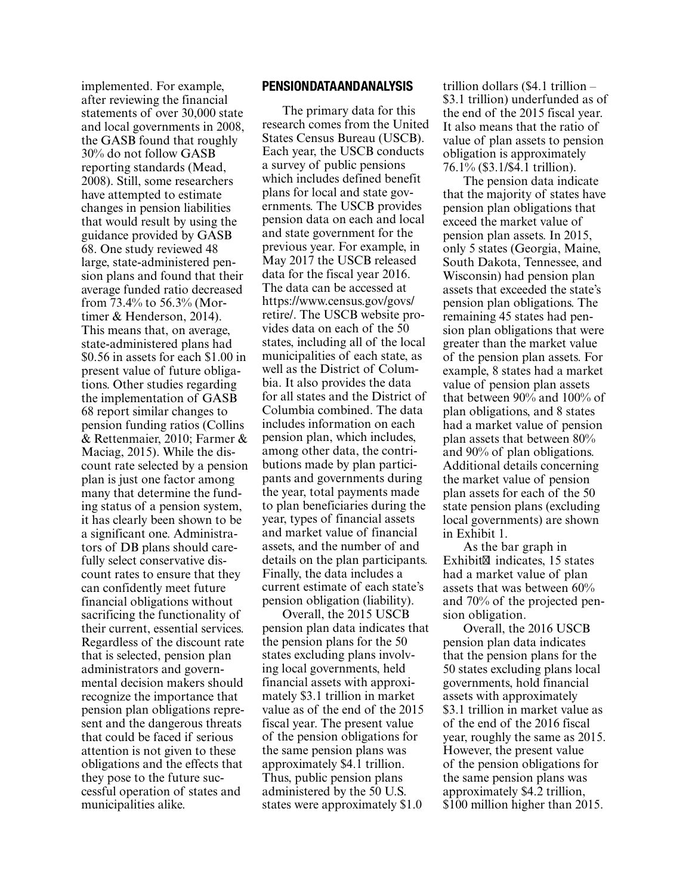implemented. For example, after reviewing the financial statements of over 30,000 state and local governments in 2008, the GASB found that roughly 30% do not follow GASB reporting standards (Mead, 2008). Still, some researchers have attempted to estimate changes in pension liabilities that would result by using the guidance provided by GASB 68. One study reviewed 48 large, state-administered pension plans and found that their average funded ratio decreased from 73.4% to 56.3% (Mortimer & Henderson, 2014). This means that, on average, state-administered plans had \$0.56 in assets for each \$1.00 in present value of future obligations. Other studies regarding the implementation of GASB 68 report similar changes to pension funding ratios (Collins & Rettenmaier, 2010; Farmer & Maciag, 2015). While the discount rate selected by a pension plan is just one factor among many that determine the funding status of a pension system, it has clearly been shown to be a significant one. Administrators of DB plans should carefully select conservative discount rates to ensure that they can confidently meet future financial obligations without sacrificing the functionality of their current, essential services. Regardless of the discount rate that is selected, pension plan administrators and governmental decision makers should recognize the importance that pension plan obligations represent and the dangerous threats that could be faced if serious attention is not given to these obligations and the effects that they pose to the future successful operation of states and municipalities alike.

## PENSIONDATAANDANALYSIS

The primary data for this research comes from the United States Census Bureau (USCB). Each year, the USCB conducts a survey of public pensions which includes defined benefit plans for local and state governments. The USCB provides pension data on each and local and state government for the previous year. For example, in May 2017 the USCB released data for the fiscal year 2016. The data can be accessed at https://www.census.gov/govs/retire/. The USCB website provides data on each of the 50 states, including all of the local municipalities of each state, as well as the District of Columbia. It also provides the data for all states and the District of Columbia combined. The data includes information on each pension plan, which includes, among other data, the contributions made by plan participants and governments during the year, total payments made to plan beneficiaries during the year, types of financial assets and market value of financial assets, and the number of and details on the plan participants. Finally, the data includes a current estimate of each state's pension obligation (liability).

Overall, the 2015 USCB pension plan data indicates that the pension plans for the 50 states excluding plans involving local governments, held financial assets with approximately \$3.1 trillion in market value as of the end of the 2015 fiscal year. The present value of the pension obligations for the same pension plans was approximately \$4.1 trillion. Thus, public pension plans administered by the 50 U.S. states were approximately \$1.0 trillion dollars (\$4.1 trillion – \$3.1 trillion) underfunded as of the end of the 2015 fiscal year. It also means that the ratio of value of plan assets to pension obligation is approximately 76.1% (\$3.1/\$4.1 trillion).

The pension data indicate that the majority of states have pension plan obligations that exceed the market value of pension plan assets. In 2015, only 5 states (Georgia, Maine, South Dakota, Tennessee, and Wisconsin) had pension plan assets that exceeded the state's pension plan obligations. The remaining 45 states had pension plan obligations that were greater than the market value of the pension plan assets. For example, 8 states had a market value of pension plan assets that between 90% and 100% of plan obligations, and 8 states had a market value of pension plan assets that between 80% and 90% of plan obligations. Additional details concerning the market value of pension plan assets for each of the 50 state pension plans (excluding local governments) are shown in Exhibit 1.

As the bar graph in Exhibit indicates, 15 states had a market value of plan assets that was between 60% and 70% of the projected pension obligation.

Overall, the 2016 USCB pension plan data indicates that the pension plans for the 50 states excluding plans local governments, hold financial assets with approximately \$3.1 trillion in market value as of the end of the 2016 fiscal year, roughly the same as 2015. However, the present value of the pension obligations for the same pension plans was approximately \$4.2 trillion, \$100 million higher than 2015.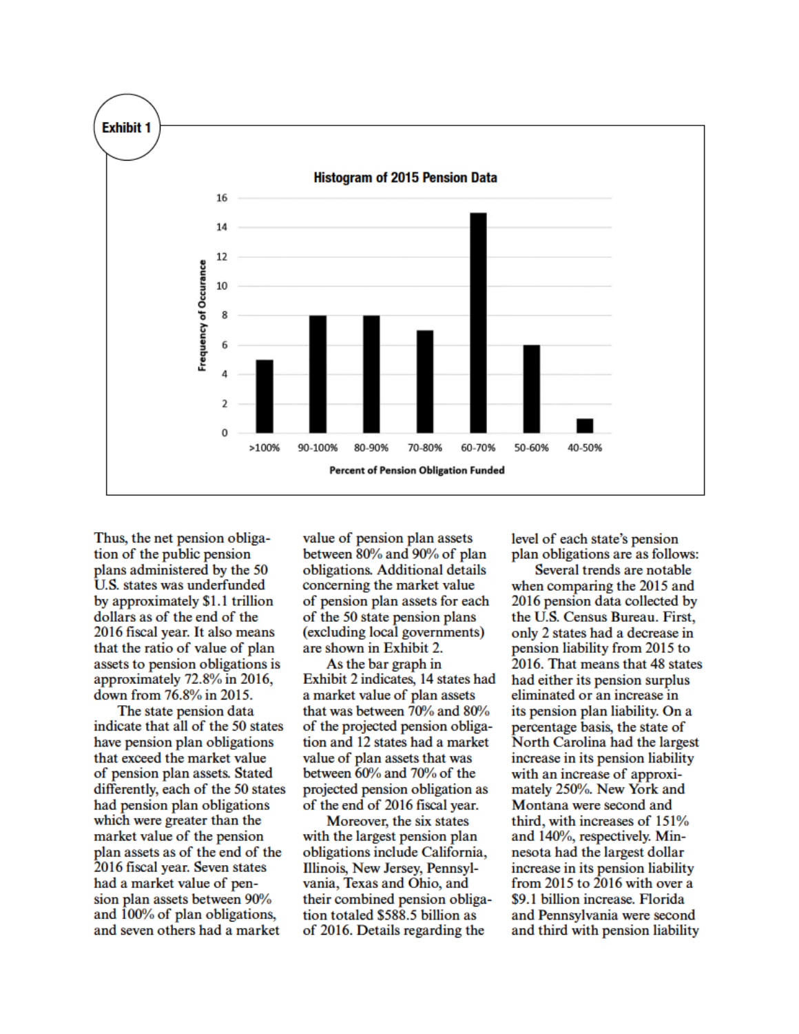**Exhibit 1**

**Histogram of 2015 Pension Data**

| Percent of Pension Obligation Funded | Frequency of Occurance |
|---|---|
| >100% | 5 |
| 90-100% | 8 |
| 80-90% | 8 |
| 70-80% | 7 |
| 60-70% | 15 |
| 50-60% | 6 |
| 40-50% | 1 |

Thus, the net pension obligation of the public pension plans administered by the 50 U.S. states was underfunded by approximately $1.1 trillion dollars as of the end of the 2016 fiscal year. It also means that the ratio of value of plan assets to pension obligations is approximately 72.8% in 2016, down from 76.8% in 2015.

The state pension data indicate that all of the 50 states have pension plan obligations that exceed the market value of pension plan assets. Stated differently, each of the 50 states had pension plan obligations which were greater than the market value of the pension plan assets as of the end of the 2016 fiscal year. Seven states had a market value of pension plan assets between 90% and 100% of plan obligations, and seven others had a market value of pension plan assets between 80% and 90% of plan obligations. Additional details concerning the market value of pension plan assets for each of the 50 state pension plans (excluding local governments) are shown in Exhibit 2.

As the bar graph in Exhibit 2 indicates, 14 states had a market value of plan assets that was between 70% and 80% of the projected pension obligation and 12 states had a market value of plan assets that was between 60% and 70% of the projected pension obligation as of the end of 2016 fiscal year.

Moreover, the six states with the largest pension plan obligations include California, Illinois, New Jersey, Pennsylvania, Texas and Ohio, and their combined pension obligation totaled $588.5 billion as of 2016. Details regarding the level of each state's pension plan obligations are as follows:

Several trends are notable when comparing the 2015 and 2016 pension data collected by the U.S. Census Bureau. First, only 2 states had a decrease in pension liability from 2015 to 2016. That means that 48 states had either its pension surplus eliminated or an increase in its pension plan liability. On a percentage basis, the state of North Carolina had the largest increase in its pension liability with an increase of approximately 250%. New York and Montana were second and third, with increases of 151% and 140%, respectively. Minnesota had the largest dollar increase in its pension liability from 2015 to 2016 with over a $9.1 billion increase. Florida and Pennsylvania were second and third with pension liability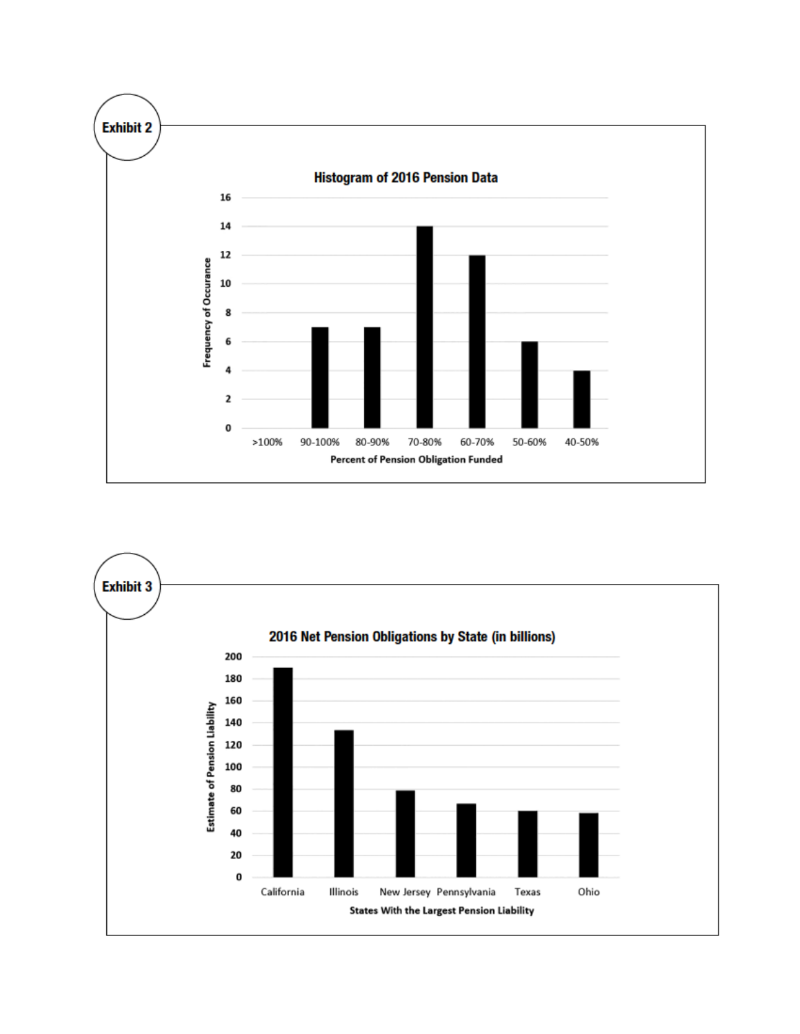## Exhibit 2

### Histogram of 2016 Pension Data

| Percent of Pension Obligation Funded | Frequency of Occurance |
|---|---|
| >100% | 0 |
| 90-100% | 7 |
| 80-90% | 7 |
| 70-80% | 14 |
| 60-70% | 12 |
| 50-60% | 6 |
| 40-50% | 4 |

## Exhibit 3

### 2016 Net Pension Obligations by State (in billions)

Y-axis: Estimate of Pension Liability (0–200)

X-axis: States With the Largest Pension Liability

California, Illinois, New Jersey, Pennsylvania, Texas, Ohio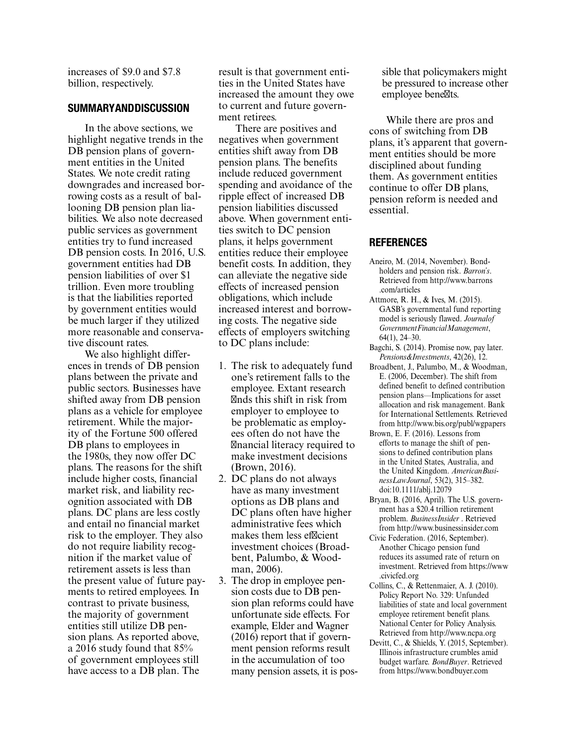increases of $9.0 and $7.8 billion, respectively.

## SUMMARY AND DISCUSSION

In the above sections, we highlight negative trends in the DB pension plans of government entities in the United States. We note credit rating downgrades and increased borrowing costs as a result of ballooning DB pension plan liabilities. We also note decreased public services as government entities try to fund increased DB pension costs. In 2016, U.S. government entities had DB pension liabilities of over $1 trillion. Even more troubling is that the liabilities reported by government entities would be much larger if they utilized more reasonable and conservative discount rates.

We also highlight differences in trends of DB pension plans between the private and public sectors. Businesses have shifted away from DB pension plans as a vehicle for employee retirement. While the majority of the Fortune 500 offered DB plans to employees in the 1980s, they now offer DC plans. The reasons for the shift include higher costs, financial market risk, and liability recognition associated with DB plans. DC plans are less costly and entail no financial market risk to the employer. They also do not require liability recognition if the market value of retirement assets is less than the present value of future payments to retired employees. In contrast to private business, the majority of government entities still utilize DB pension plans. As reported above, a 2016 study found that 85% of government employees still have access to a DB plan. The result is that government entities in the United States have increased the amount they owe to current and future government retirees.

There are positives and negatives when government entities shift away from DB pension plans. The benefits include reduced government spending and avoidance of the ripple effect of increased DB pension liabilities discussed above. When government entities switch to DC pension plans, it helps government entities reduce their employee benefit costs. In addition, they can alleviate the negative side effects of increased pension obligations, which include increased interest and borrowing costs. The negative side effects of employers switching to DC plans include:

1. The risk to adequately fund one's retirement falls to the employee. Extant research finds this shift in risk from employer to employee to be problematic as employees often do not have the financial literacy required to make investment decisions (Brown, 2016).
2. DC plans do not always have as many investment options as DB plans and DC plans often have higher administrative fees which makes them less efficient investment choices (Broadbent, Palumbo, & Woodman, 2006).
3. The drop in employee pension costs due to DB pension plan reforms could have unfortunate side effects. For example, Elder and Wagner (2016) report that if government pension reforms result in the accumulation of too many pension assets, it is possible that policymakers might be pressured to increase other employee benefits.

While there are pros and cons of switching from DB plans, it's apparent that government entities should be more disciplined about funding them. As government entities continue to offer DB plans, pension reform is needed and essential.

## REFERENCES

Aneiro, M. (2014, November). Bondholders and pension risk. *Barron's*. Retrieved from http://www.barrons.com/articles

Attmore, R. H., & Ives, M. (2015). GASB's governmental fund reporting model is seriously flawed. *Journal of Government Financial Management*, 64(1), 24–30.

Bagchi, S. (2014). Promise now, pay later. *Pensions & Investments*, 42(26), 12.

Broadbent, J., Palumbo, M., & Woodman, E. (2006, December). The shift from defined benefit to defined contribution pension plans—Implications for asset allocation and risk management. Bank for International Settlements. Retrieved from http://www.bis.org/publ/wgpapers

Brown, E. F. (2016). Lessons from efforts to manage the shift of pensions to defined contribution plans in the United States, Australia, and the United Kingdom. *American Business Law Journal*, 53(2), 315–382. doi:10.1111/ablj.12079

Bryan, B. (2016, April). The U.S. government has a $20.4 trillion retirement problem. *Business Insider*. Retrieved from http://www.businessinsider.com

Civic Federation. (2016, September). Another Chicago pension fund reduces its assumed rate of return on investment. Retrieved from https://www.civicfed.org

Collins, C., & Rettenmaier, A. J. (2010). Policy Report No. 329: Unfunded liabilities of state and local government employee retirement benefit plans. National Center for Policy Analysis. Retrieved from http://www.ncpa.org

Devitt, C., & Shields, Y. (2015, September). Illinois infrastructure crumbles amid budget warfare. *Bond Buyer*. Retrieved from https://www.bondbuyer.com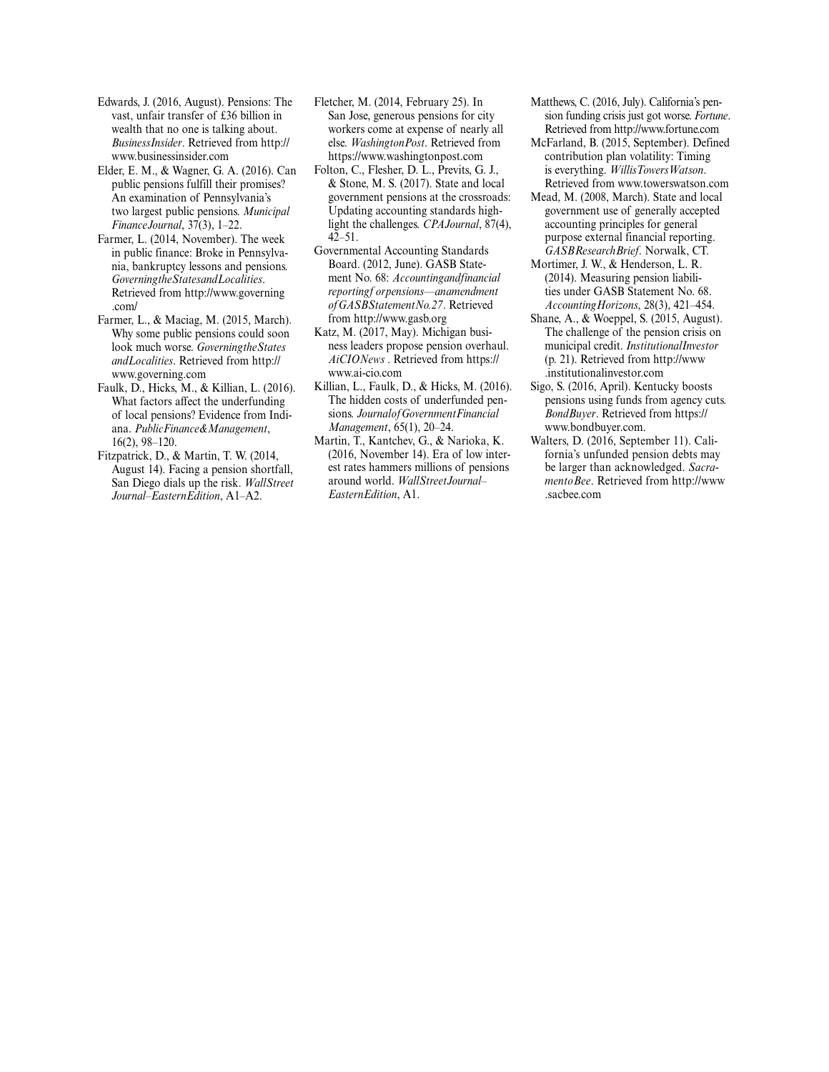Edwards, J. (2016, August). Pensions: The vast, unfair transfer of £36 billion in wealth that no one is talking about. *BusinessInsider*. Retrieved from http://www.businessinsider.com

Elder, E. M., & Wagner, G. A. (2016). Can public pensions fulfill their promises? An examination of Pennsylvania's two largest public pensions. *Municipal FinanceJournal*, 37(3), 1–22.

Farmer, L. (2014, November). The week in public finance: Broke in Pennsylvania, bankruptcy lessons and pensions. *GoverningtheStatesandLocalities*. Retrieved from http://www.governing.com/

Farmer, L., & Maciag, M. (2015, March). Why some public pensions could soon look much worse. *GoverningtheStates andLocalities*. Retrieved from http://www.governing.com

Faulk, D., Hicks, M., & Killian, L. (2016). What factors affect the underfunding of local pensions? Evidence from Indiana. *PublicFinance&Management*, 16(2), 98–120.

Fitzpatrick, D., & Martin, T. W. (2014, August 14). Facing a pension shortfall, San Diego dials up the risk. *WallStreet Journal–EasternEdition*, A1–A2.

Fletcher, M. (2014, February 25). In San Jose, generous pensions for city workers come at expense of nearly all else. *WashingtonPost*. Retrieved from https://www.washingtonpost.com

Folton, C., Flesher, D. L., Previts, G. J., & Stone, M. S. (2017). State and local government pensions at the crossroads: Updating accounting standards highlight the challenges. *CPAJournal*, 87(4), 42–51.

Governmental Accounting Standards Board. (2012, June). GASB Statement No. 68: *Accountingandfinancial reportingf orpensions—anamendment ofGASBStatementNo.27*. Retrieved from http://www.gasb.org

Katz, M. (2017, May). Michigan business leaders propose pension overhaul. *AiCIONews* . Retrieved from https://www.ai-cio.com

Killian, L., Faulk, D., & Hicks, M. (2016). The hidden costs of underfunded pensions. *JournalofGovernmentFinancial Management*, 65(1), 20–24.

Martin, T., Kantchev, G., & Narioka, K. (2016, November 14). Era of low interest rates hammers millions of pensions around world. *WallStreetJournal–EasternEdition*, A1.

Matthews, C. (2016, July). California's pension funding crisis just got worse. *Fortune*. Retrieved from http://www.fortune.com

McFarland, B. (2015, September). Defined contribution plan volatility: Timing is everything. *WillisTowersWatson*. Retrieved from www.towerswatson.com

Mead, M. (2008, March). State and local government use of generally accepted accounting principles for general purpose external financial reporting. *GASBResearchBrief*. Norwalk, CT.

Mortimer, J. W., & Henderson, L. R. (2014). Measuring pension liabilities under GASB Statement No. 68. *AccountingHorizons*, 28(3), 421–454.

Shane, A., & Woeppel, S. (2015, August). The challenge of the pension crisis on municipal credit. *InstitutionalInvestor* (p. 21). Retrieved from http://www.institutionalinvestor.com

Sigo, S. (2016, April). Kentucky boosts pensions using funds from agency cuts. *BondBuyer*. Retrieved from https://www.bondbuyer.com.

Walters, D. (2016, September 11). California's unfunded pension debts may be larger than acknowledged. *SacramentoBee*. Retrieved from http://www.sacbee.com